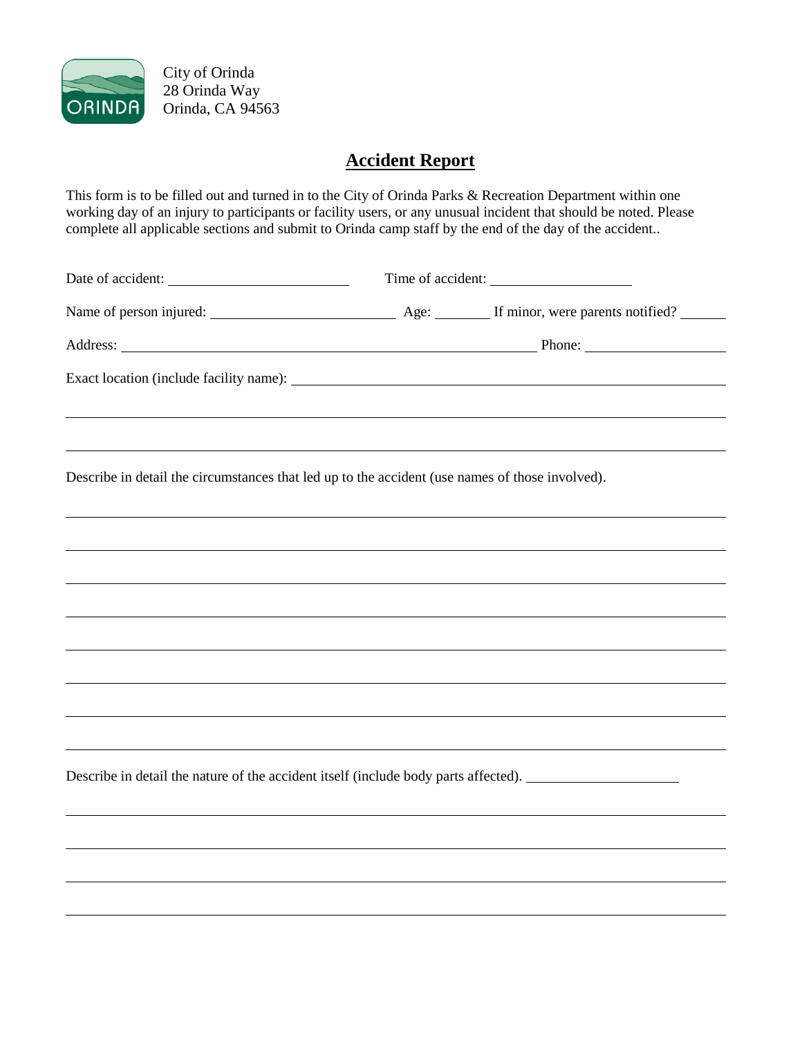City of Orinda
28 Orinda Way
Orinda, CA 94563

# Accident Report

This form is to be filled out and turned in to the City of Orinda Parks & Recreation Department within one working day of an injury to participants or facility users, or any unusual incident that should be noted. Please complete all applicable sections and submit to Orinda camp staff by the end of the day of the accident..

Date of accident: ______________________ Time of accident: __________________

Name of person injured: ______________________ Age: ______ If minor, were parents notified? ______

Address: ________________________________________________ Phone: __________________

Exact location (include facility name): ________________________________________________

______________________________________________________________________________

______________________________________________________________________________

Describe in detail the circumstances that led up to the accident (use names of those involved).

______________________________________________________________________________

______________________________________________________________________________

______________________________________________________________________________

______________________________________________________________________________

______________________________________________________________________________

______________________________________________________________________________

______________________________________________________________________________

______________________________________________________________________________

Describe in detail the nature of the accident itself (include body parts affected). __________________

______________________________________________________________________________

______________________________________________________________________________

______________________________________________________________________________

______________________________________________________________________________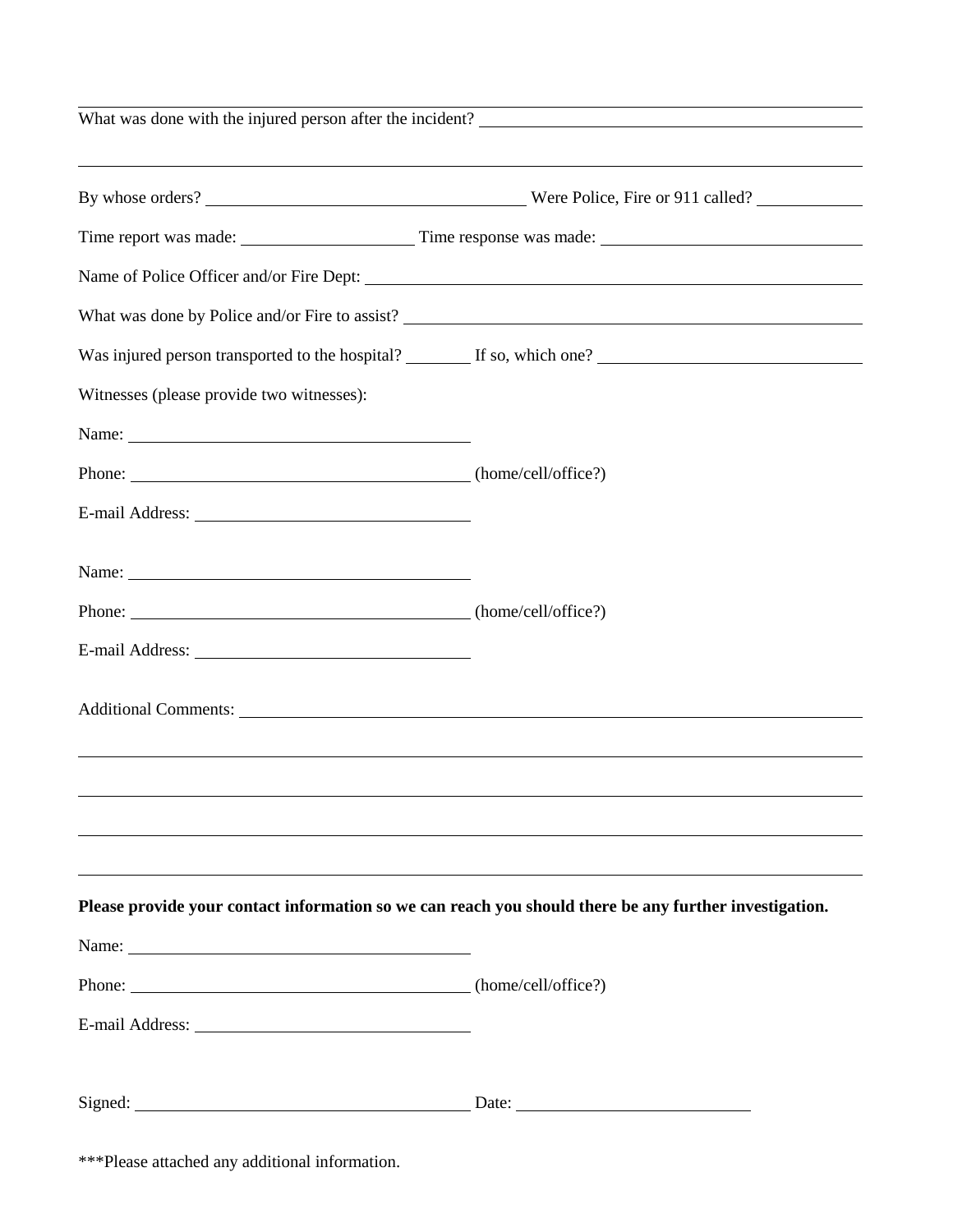What was done with the injured person after the incident? ______________________

______________________________________________________________

By whose orders? ______________________ Were Police, Fire or 911 called? __________

Time report was made: ______________ Time response was made: ______________

Name of Police Officer and/or Fire Dept: ______________________________

What was done by Police and/or Fire to assist? ______________________________

Was injured person transported to the hospital? ______ If so, which one? ______________

Witnesses (please provide two witnesses):

Name: ______________________

Phone: ______________________ (home/cell/office?)

E-mail Address: ______________________

Name: ______________________

Phone: ______________________ (home/cell/office?)

E-mail Address: ______________________

Additional Comments: ______________________________________________

______________________________________________________________

______________________________________________________________

______________________________________________________________

______________________________________________________________

**Please provide your contact information so we can reach you should there be any further investigation.**

Name: ______________________

Phone: ______________________ (home/cell/office?)

E-mail Address: ______________________

Signed: ______________________ Date: ______________

***Please attached any additional information.